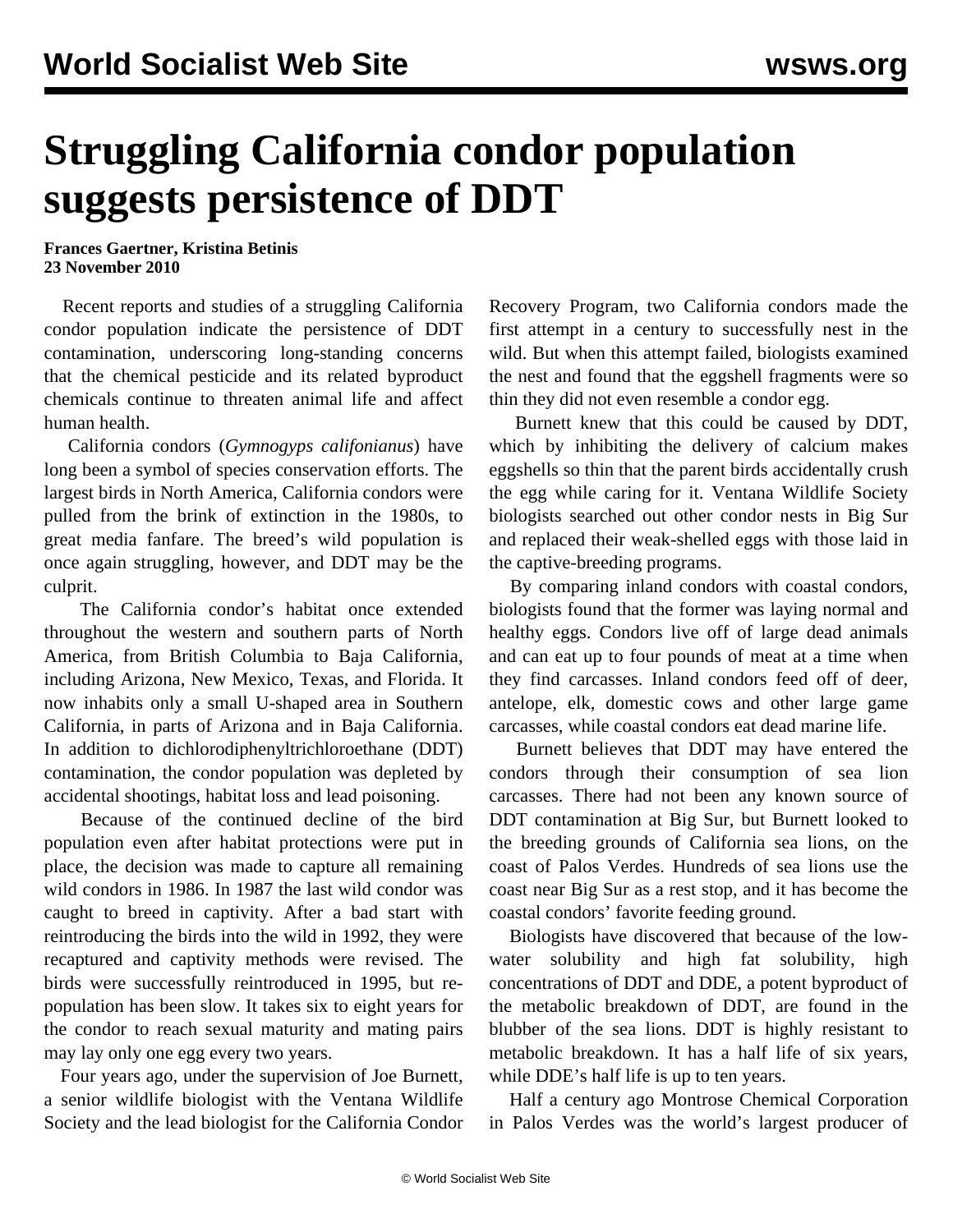# Struggling California condor population suggests persistence of DDT

**Frances Gaertner, Kristina Betinis**
**23 November 2010**

Recent reports and studies of a struggling California condor population indicate the persistence of DDT contamination, underscoring long-standing concerns that the chemical pesticide and its related byproduct chemicals continue to threaten animal life and affect human health.

California condors (*Gymnogyps califonianus*) have long been a symbol of species conservation efforts. The largest birds in North America, California condors were pulled from the brink of extinction in the 1980s, to great media fanfare. The breed's wild population is once again struggling, however, and DDT may be the culprit.

The California condor's habitat once extended throughout the western and southern parts of North America, from British Columbia to Baja California, including Arizona, New Mexico, Texas, and Florida. It now inhabits only a small U-shaped area in Southern California, in parts of Arizona and in Baja California. In addition to dichlorodiphenyltrichloroethane (DDT) contamination, the condor population was depleted by accidental shootings, habitat loss and lead poisoning.

Because of the continued decline of the bird population even after habitat protections were put in place, the decision was made to capture all remaining wild condors in 1986. In 1987 the last wild condor was caught to breed in captivity. After a bad start with reintroducing the birds into the wild in 1992, they were recaptured and captivity methods were revised. The birds were successfully reintroduced in 1995, but re-population has been slow. It takes six to eight years for the condor to reach sexual maturity and mating pairs may lay only one egg every two years.

Four years ago, under the supervision of Joe Burnett, a senior wildlife biologist with the Ventana Wildlife Society and the lead biologist for the California Condor Recovery Program, two California condors made the first attempt in a century to successfully nest in the wild. But when this attempt failed, biologists examined the nest and found that the eggshell fragments were so thin they did not even resemble a condor egg.

Burnett knew that this could be caused by DDT, which by inhibiting the delivery of calcium makes eggshells so thin that the parent birds accidentally crush the egg while caring for it. Ventana Wildlife Society biologists searched out other condor nests in Big Sur and replaced their weak-shelled eggs with those laid in the captive-breeding programs.

By comparing inland condors with coastal condors, biologists found that the former was laying normal and healthy eggs. Condors live off of large dead animals and can eat up to four pounds of meat at a time when they find carcasses. Inland condors feed off of deer, antelope, elk, domestic cows and other large game carcasses, while coastal condors eat dead marine life.

Burnett believes that DDT may have entered the condors through their consumption of sea lion carcasses. There had not been any known source of DDT contamination at Big Sur, but Burnett looked to the breeding grounds of California sea lions, on the coast of Palos Verdes. Hundreds of sea lions use the coast near Big Sur as a rest stop, and it has become the coastal condors' favorite feeding ground.

Biologists have discovered that because of the low-water solubility and high fat solubility, high concentrations of DDT and DDE, a potent byproduct of the metabolic breakdown of DDT, are found in the blubber of the sea lions. DDT is highly resistant to metabolic breakdown. It has a half life of six years, while DDE's half life is up to ten years.

Half a century ago Montrose Chemical Corporation in Palos Verdes was the world's largest producer of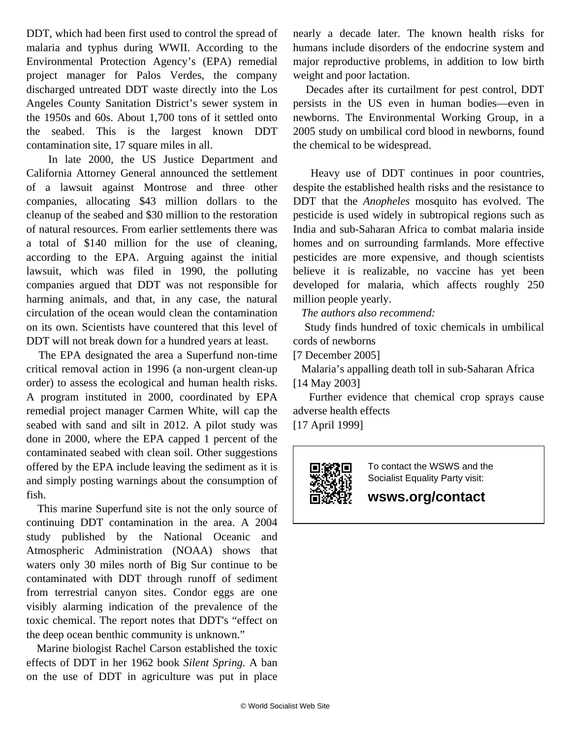DDT, which had been first used to control the spread of malaria and typhus during WWII. According to the Environmental Protection Agency's (EPA) remedial project manager for Palos Verdes, the company discharged untreated DDT waste directly into the Los Angeles County Sanitation District's sewer system in the 1950s and 60s. About 1,700 tons of it settled onto the seabed. This is the largest known DDT contamination site, 17 square miles in all.

In late 2000, the US Justice Department and California Attorney General announced the settlement of a lawsuit against Montrose and three other companies, allocating $43 million dollars to the cleanup of the seabed and $30 million to the restoration of natural resources. From earlier settlements there was a total of $140 million for the use of cleaning, according to the EPA. Arguing against the initial lawsuit, which was filed in 1990, the polluting companies argued that DDT was not responsible for harming animals, and that, in any case, the natural circulation of the ocean would clean the contamination on its own. Scientists have countered that this level of DDT will not break down for a hundred years at least.

The EPA designated the area a Superfund non-time critical removal action in 1996 (a non-urgent clean-up order) to assess the ecological and human health risks. A program instituted in 2000, coordinated by EPA remedial project manager Carmen White, will cap the seabed with sand and silt in 2012. A pilot study was done in 2000, where the EPA capped 1 percent of the contaminated seabed with clean soil. Other suggestions offered by the EPA include leaving the sediment as it is and simply posting warnings about the consumption of fish.

This marine Superfund site is not the only source of continuing DDT contamination in the area. A 2004 study published by the National Oceanic and Atmospheric Administration (NOAA) shows that waters only 30 miles north of Big Sur continue to be contaminated with DDT through runoff of sediment from terrestrial canyon sites. Condor eggs are one visibly alarming indication of the prevalence of the toxic chemical. The report notes that DDT's "effect on the deep ocean benthic community is unknown."

Marine biologist Rachel Carson established the toxic effects of DDT in her 1962 book *Silent Spring.* A ban on the use of DDT in agriculture was put in place nearly a decade later. The known health risks for humans include disorders of the endocrine system and major reproductive problems, in addition to low birth weight and poor lactation.

Decades after its curtailment for pest control, DDT persists in the US even in human bodies—even in newborns. The Environmental Working Group, in a 2005 study on umbilical cord blood in newborns, found the chemical to be widespread.

Heavy use of DDT continues in poor countries, despite the established health risks and the resistance to DDT that the *Anopheles* mosquito has evolved. The pesticide is used widely in subtropical regions such as India and sub-Saharan Africa to combat malaria inside homes and on surrounding farmlands. More effective pesticides are more expensive, and though scientists believe it is realizable, no vaccine has yet been developed for malaria, which affects roughly 250 million people yearly.

*The authors also recommend:*

Study finds hundred of toxic chemicals in umbilical cords of newborns
[7 December 2005]

Malaria's appalling death toll in sub-Saharan Africa
[14 May 2003]

Further evidence that chemical crop sprays cause adverse health effects
[17 April 1999]

To contact the WSWS and the Socialist Equality Party visit:

**wsws.org/contact**